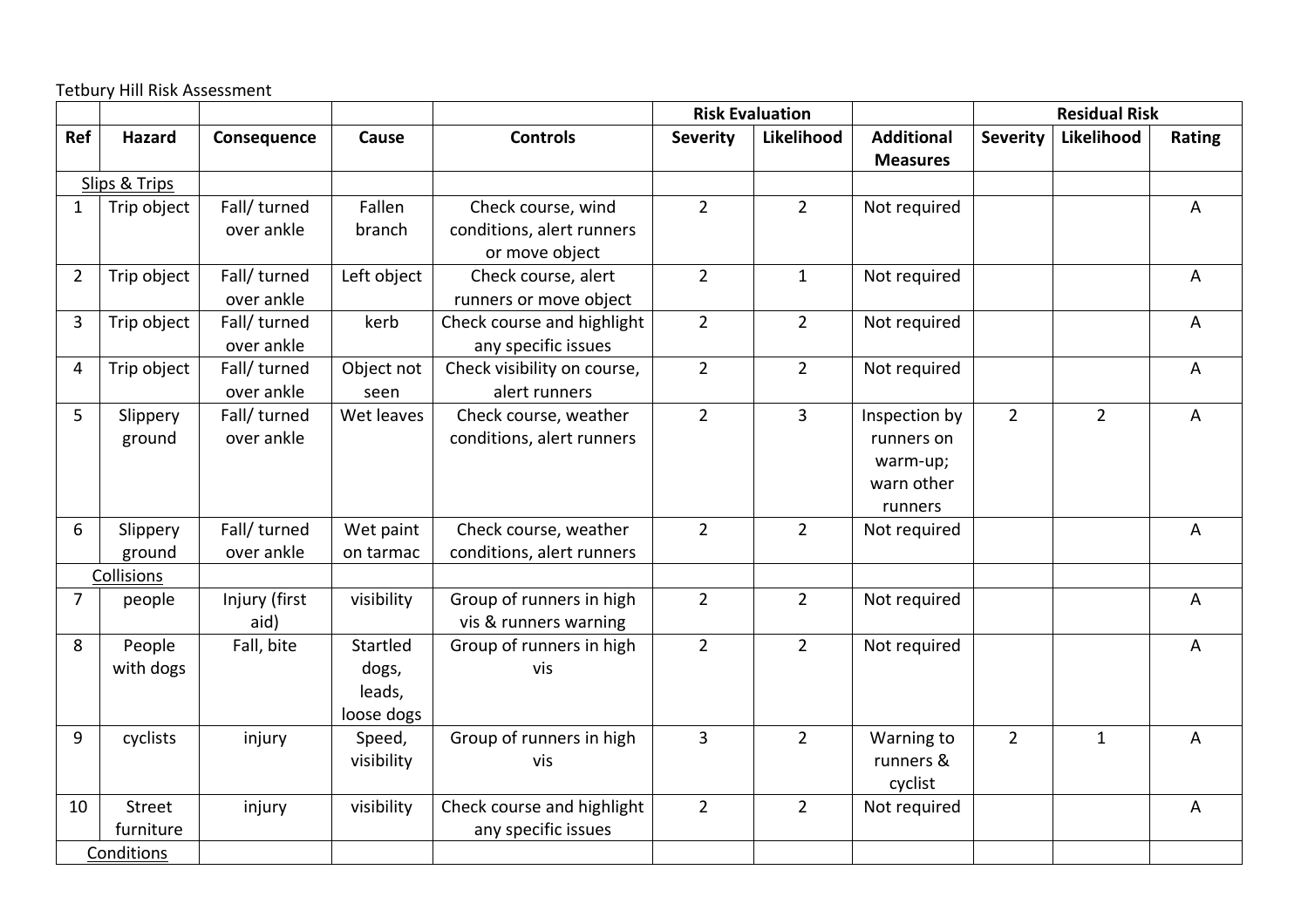Tetbury Hill Risk Assessment

| | | | | | Risk Evaluation | | | Residual Risk | | |
|---|---|---|---|---|---|---|---|---|---|---|
| **Ref** | **Hazard** | **Consequence** | **Cause** | **Controls** | **Severity** | **Likelihood** | **Additional Measures** | **Severity** | **Likelihood** | **Rating** |
| Slips & Trips | | | | | | | | | | |
| 1 | Trip object | Fall/ turned over ankle | Fallen branch | Check course, wind conditions, alert runners or move object | 2 | 2 | Not required | | | A |
| 2 | Trip object | Fall/ turned over ankle | Left object | Check course, alert runners or move object | 2 | 1 | Not required | | | A |
| 3 | Trip object | Fall/ turned over ankle | kerb | Check course and highlight any specific issues | 2 | 2 | Not required | | | A |
| 4 | Trip object | Fall/ turned over ankle | Object not seen | Check visibility on course, alert runners | 2 | 2 | Not required | | | A |
| 5 | Slippery ground | Fall/ turned over ankle | Wet leaves | Check course, weather conditions, alert runners | 2 | 3 | Inspection by runners on warm-up; warn other runners | 2 | 2 | A |
| 6 | Slippery ground | Fall/ turned over ankle | Wet paint on tarmac | Check course, weather conditions, alert runners | 2 | 2 | Not required | | | A |
| Collisions | | | | | | | | | | |
| 7 | people | Injury (first aid) | visibility | Group of runners in high vis & runners warning | 2 | 2 | Not required | | | A |
| 8 | People with dogs | Fall, bite | Startled dogs, leads, loose dogs | Group of runners in high vis | 2 | 2 | Not required | | | A |
| 9 | cyclists | injury | Speed, visibility | Group of runners in high vis | 3 | 2 | Warning to runners & cyclist | 2 | 1 | A |
| 10 | Street furniture | injury | visibility | Check course and highlight any specific issues | 2 | 2 | Not required | | | A |
| Conditions | | | | | | | | | | |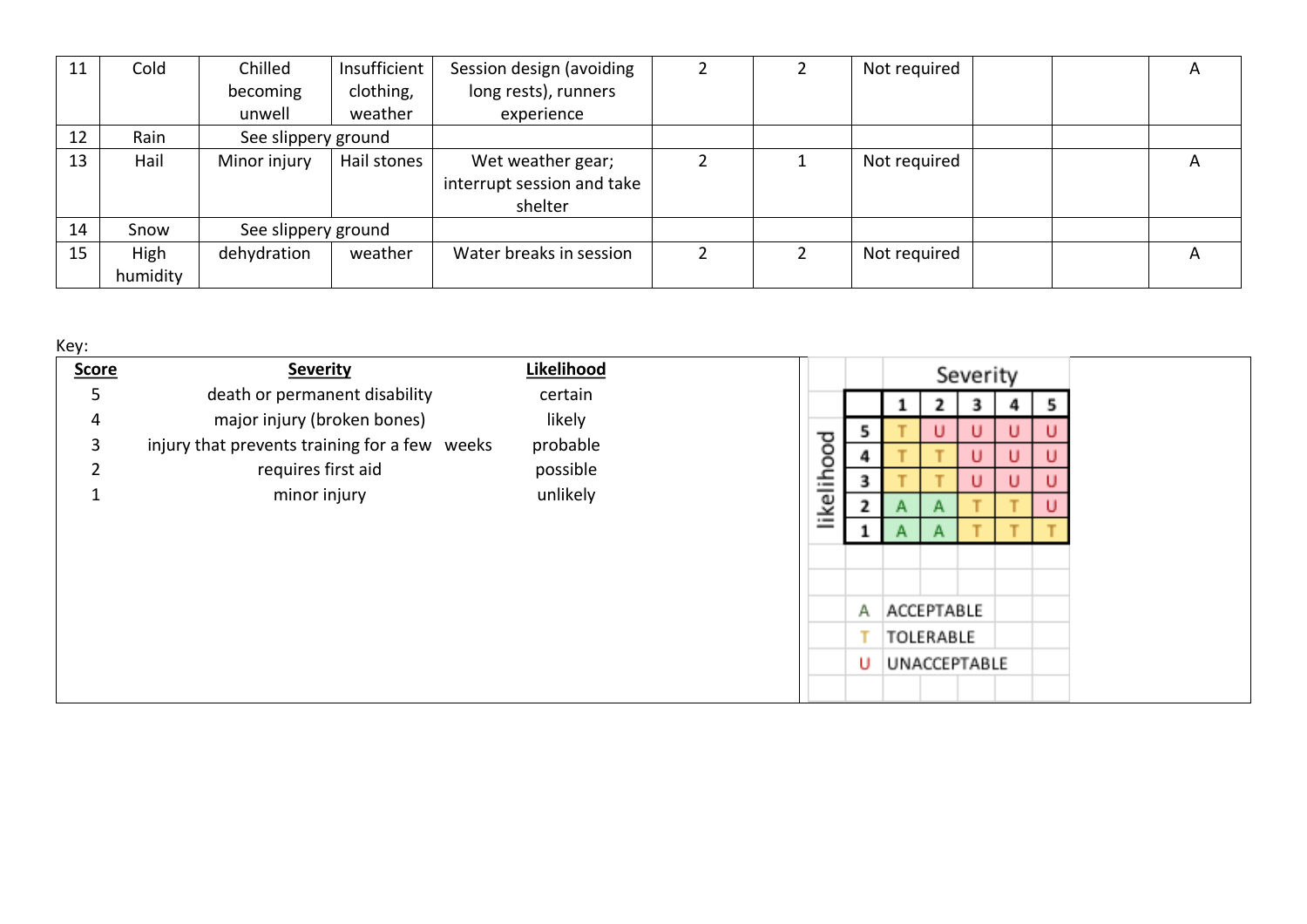| | | | | | | | | | | |
|---|---|---|---|---|---|---|---|---|---|---|
| 11 | Cold | Chilled becoming unwell | Insufficient clothing, weather | Session design (avoiding long rests), runners experience | 2 | 2 | Not required | | | A |
| 12 | Rain | See slippery ground | | | | | | | | |
| 13 | Hail | Minor injury | Hail stones | Wet weather gear; interrupt session and take shelter | 2 | 1 | Not required | | | A |
| 14 | Snow | See slippery ground | | | | | | | | |
| 15 | High humidity | dehydration | weather | Water breaks in session | 2 | 2 | Not required | | | A |

Key:

| Score | Severity | Likelihood |
|---|---|---|
| 5 | death or permanent disability | certain |
| 4 | major injury (broken bones) | likely |
| 3 | injury that prevents training for a few weeks | probable |
| 2 | requires first aid | possible |
| 1 | minor injury | unlikely |

| likelihood \ Severity | 1 | 2 | 3 | 4 | 5 |
|---|---|---|---|---|---|
| 5 | T | U | U | U | U |
| 4 | T | T | U | U | U |
| 3 | T | T | U | U | U |
| 2 | A | A | T | T | U |
| 1 | A | A | T | T | T |

A ACCEPTABLE

T TOLERABLE

U UNACCEPTABLE